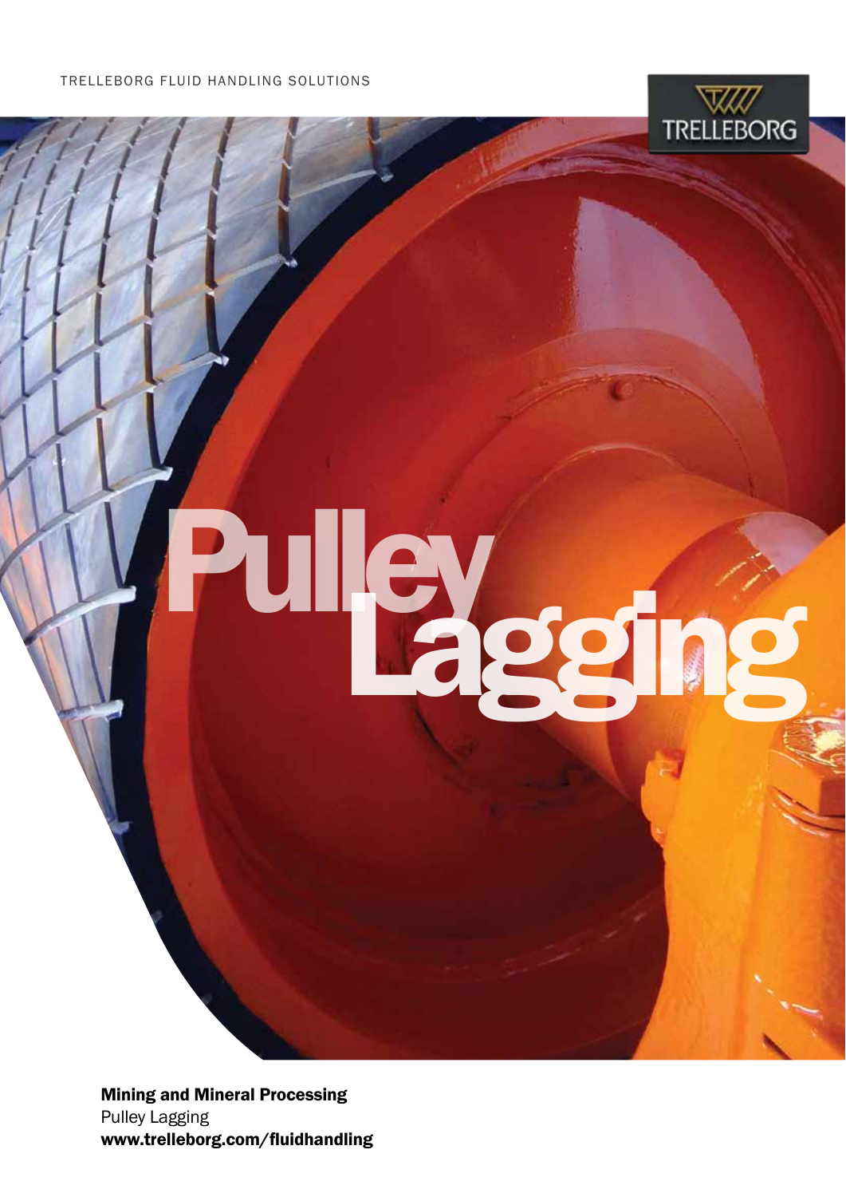TRELLEBORG FLUID HANDLING SOLUTIONS

# Pulley Lagging

**Mining and Mineral Processing**
Pulley Lagging
**www.trelleborg.com/fluidhandling**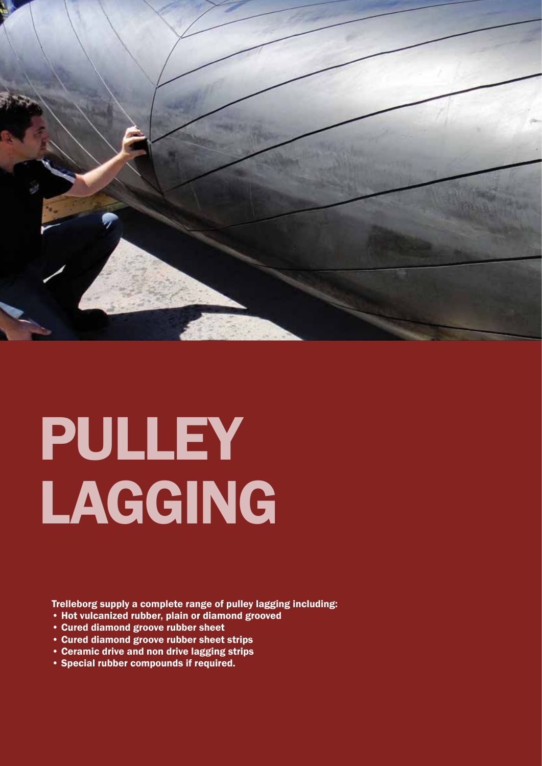# PULLEY LAGGING

**Trelleborg supply a complete range of pulley lagging including:**

- **Hot vulcanized rubber, plain or diamond grooved**
- **Cured diamond groove rubber sheet**
- **Cured diamond groove rubber sheet strips**
- **Ceramic drive and non drive lagging strips**
- **Special rubber compounds if required.**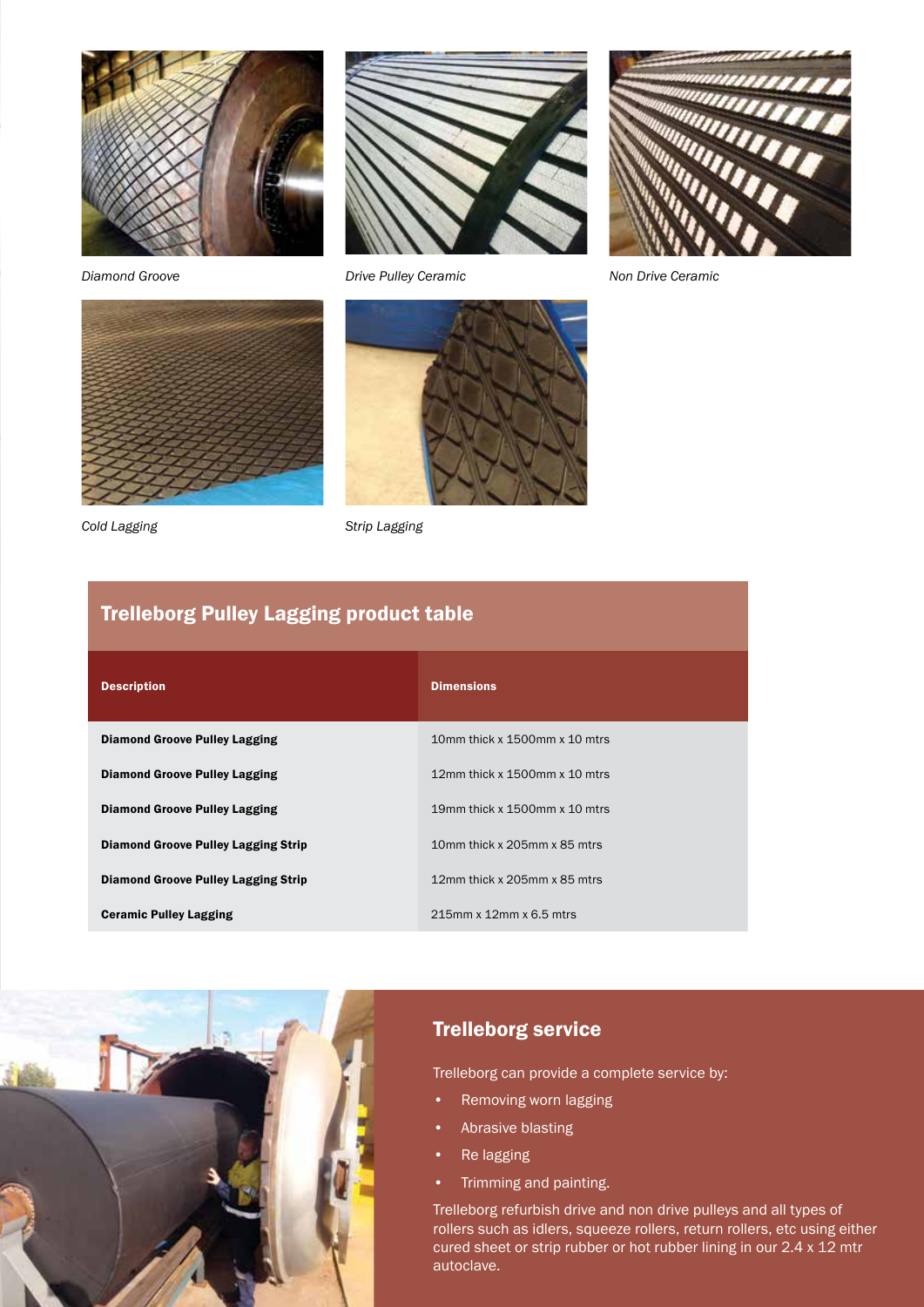*Diamond Groove*

*Drive Pulley Ceramic*

*Non Drive Ceramic*

*Cold Lagging*

*Strip Lagging*

## Trelleborg Pulley Lagging product table

| Description | Dimensions |
|---|---|
| **Diamond Groove Pulley Lagging** | 10mm thick x 1500mm x 10 mtrs |
| **Diamond Groove Pulley Lagging** | 12mm thick x 1500mm x 10 mtrs |
| **Diamond Groove Pulley Lagging** | 19mm thick x 1500mm x 10 mtrs |
| **Diamond Groove Pulley Lagging Strip** | 10mm thick x 205mm x 85 mtrs |
| **Diamond Groove Pulley Lagging Strip** | 12mm thick x 205mm x 85 mtrs |
| **Ceramic Pulley Lagging** | 215mm x 12mm x 6.5 mtrs |

## Trelleborg service

Trelleborg can provide a complete service by:

- Removing worn lagging
- Abrasive blasting
- Re lagging
- Trimming and painting.

Trelleborg refurbish drive and non drive pulleys and all types of rollers such as idlers, squeeze rollers, return rollers, etc using either cured sheet or strip rubber or hot rubber lining in our 2.4 x 12 mtr autoclave.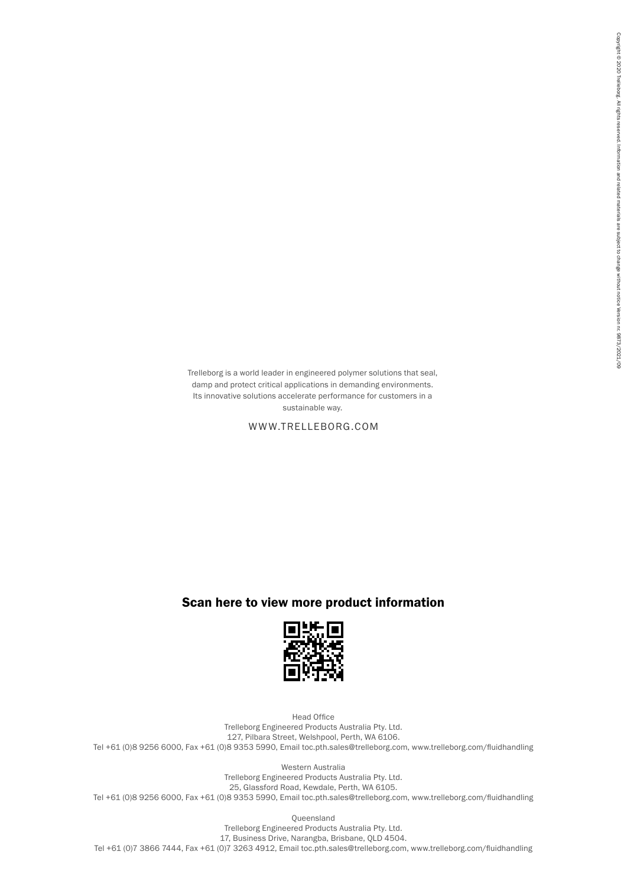Trelleborg is a world leader in engineered polymer solutions that seal, damp and protect critical applications in demanding environments. Its innovative solutions accelerate performance for customers in a sustainable way.

WWW.TRELLEBORG.COM

## Scan here to view more product information

Head Office
Trelleborg Engineered Products Australia Pty. Ltd.
127, Pilbara Street, Welshpool, Perth, WA 6106.
Tel +61 (0)8 9256 6000, Fax +61 (0)8 9353 5990, Email toc.pth.sales@trelleborg.com, www.trelleborg.com/fluidhandling

Western Australia
Trelleborg Engineered Products Australia Pty. Ltd.
25, Glassford Road, Kewdale, Perth, WA 6105.
Tel +61 (0)8 9256 6000, Fax +61 (0)8 9353 5990, Email toc.pth.sales@trelleborg.com, www.trelleborg.com/fluidhandling

Queensland
Trelleborg Engineered Products Australia Pty. Ltd.
17, Business Drive, Narangba, Brisbane, QLD 4504.
Tel +61 (0)7 3866 7444, Fax +61 (0)7 3263 4912, Email toc.pth.sales@trelleborg.com, www.trelleborg.com/fluidhandling

Copyright © 2020 Trelleborg. All rights reserved. Information and related materials are subject to change without notice Version nr. 9873/2021/09